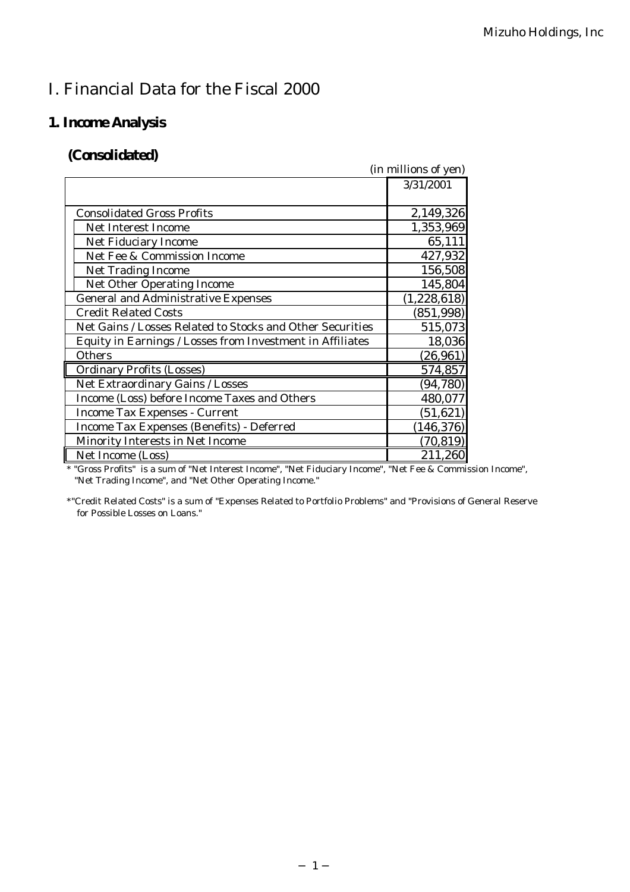# I. Financial Data for the Fiscal 2000

## 1. Income Analysis

### (Consolidated)

(in millions of yen)

| | 3/31/2001 |
|---|---|
| Consolidated Gross Profits | 2,149,326 |
| Net Interest Income | 1,353,969 |
| Net Fiduciary Income | 65,111 |
| Net Fee & Commission Income | 427,932 |
| Net Trading Income | 156,508 |
| Net Other Operating Income | 145,804 |
| General and Administrative Expenses | (1,228,618) |
| Credit Related Costs | (851,998) |
| Net Gains / Losses Related to Stocks and Other Securities | 515,073 |
| Equity in Earnings / Losses from Investment in Affiliates | 18,036 |
| Others | (26,961) |
| Ordinary Profits (Losses) | 574,857 |
| Net Extraordinary Gains / Losses | (94,780) |
| Income (Loss) before Income Taxes and Others | 480,077 |
| Income Tax Expenses - Current | (51,621) |
| Income Tax Expenses (Benefits) - Deferred | (146,376) |
| Minority Interests in Net Income | (70,819) |
| Net Income (Loss) | 211,260 |

* "Gross Profits" is a sum of "Net Interest Income", "Net Fiduciary Income", "Net Fee & Commission Income", "Net Trading Income", and "Net Other Operating Income."

*"Credit Related Costs" is a sum of "Expenses Related to Portfolio Problems" and "Provisions of General Reserve for Possible Losses on Loans."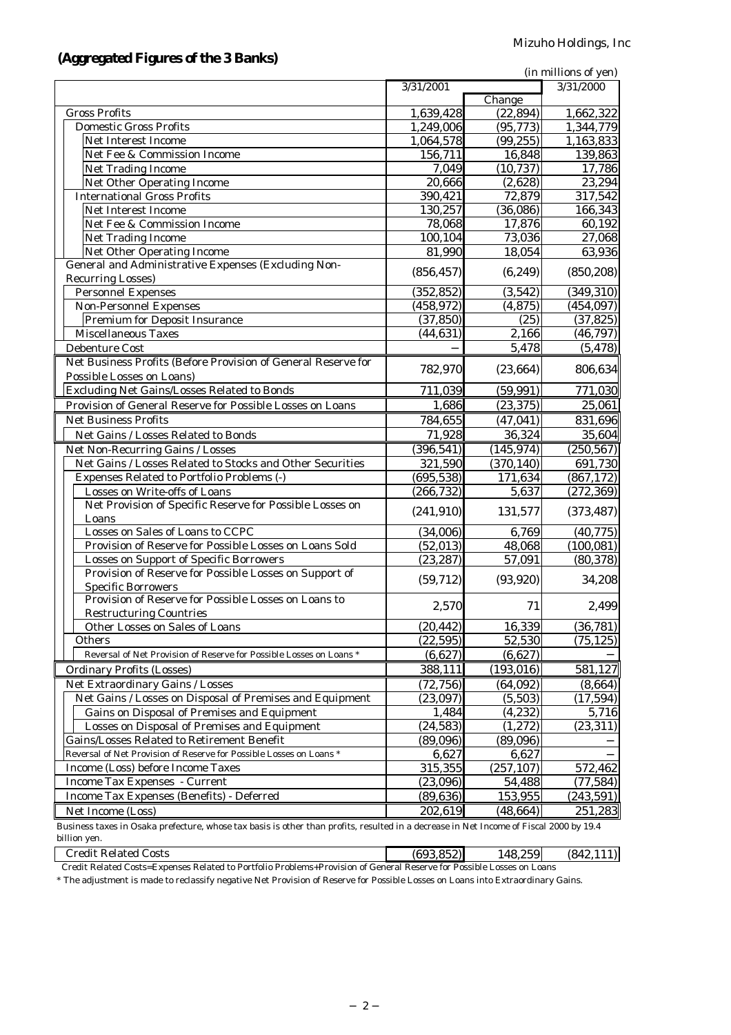## (Aggregated Figures of the 3 Banks)

(in millions of yen)

| | 3/31/2001 | Change | 3/31/2000 |
|---|---|---|---|
| Gross Profits | 1,639,428 | (22,894) | 1,662,322 |
| Domestic Gross Profits | 1,249,006 | (95,773) | 1,344,779 |
| Net Interest Income | 1,064,578 | (99,255) | 1,163,833 |
| Net Fee & Commission Income | 156,711 | 16,848 | 139,863 |
| Net Trading Income | 7,049 | (10,737) | 17,786 |
| Net Other Operating Income | 20,666 | (2,628) | 23,294 |
| International Gross Profits | 390,421 | 72,879 | 317,542 |
| Net Interest Income | 130,257 | (36,086) | 166,343 |
| Net Fee & Commission Income | 78,068 | 17,876 | 60,192 |
| Net Trading Income | 100,104 | 73,036 | 27,068 |
| Net Other Operating Income | 81,990 | 18,054 | 63,936 |
| General and Administrative Expenses (Excluding Non-Recurring Losses) | (856,457) | (6,249) | (850,208) |
| Personnel Expenses | (352,852) | (3,542) | (349,310) |
| Non-Personnel Expenses | (458,972) | (4,875) | (454,097) |
| Premium for Deposit Insurance | (37,850) | (25) | (37,825) |
| Miscellaneous Taxes | (44,631) | 2,166 | (46,797) |
| Debenture Cost | − | 5,478 | (5,478) |
| Net Business Profits (Before Provision of General Reserve for Possible Losses on Loans) | 782,970 | (23,664) | 806,634 |
| Excluding Net Gains/Losses Related to Bonds | 711,039 | (59,991) | 771,030 |
| Provision of General Reserve for Possible Losses on Loans | 1,686 | (23,375) | 25,061 |
| Net Business Profits | 784,655 | (47,041) | 831,696 |
| Net Gains / Losses Related to Bonds | 71,928 | 36,324 | 35,604 |
| Net Non-Recurring Gains / Losses | (396,541) | (145,974) | (250,567) |
| Net Gains / Losses Related to Stocks and Other Securities | 321,590 | (370,140) | 691,730 |
| Expenses Related to Portfolio Problems (-) | (695,538) | 171,634 | (867,172) |
| Losses on Write-offs of Loans | (266,732) | 5,637 | (272,369) |
| Net Provision of Specific Reserve for Possible Losses on Loans | (241,910) | 131,577 | (373,487) |
| Losses on Sales of Loans to CCPC | (34,006) | 6,769 | (40,775) |
| Provision of Reserve for Possible Losses on Loans Sold | (52,013) | 48,068 | (100,081) |
| Losses on Support of Specific Borrowers | (23,287) | 57,091 | (80,378) |
| Provision of Reserve for Possible Losses on Support of Specific Borrowers | (59,712) | (93,920) | 34,208 |
| Provision of Reserve for Possible Losses on Loans to Restructuring Countries | 2,570 | 71 | 2,499 |
| Other Losses on Sales of Loans | (20,442) | 16,339 | (36,781) |
| Others | (22,595) | 52,530 | (75,125) |
| Reversal of Net Provision of Reserve for Possible Losses on Loans * | (6,627) | (6,627) | − |
| Ordinary Profits (Losses) | 388,111 | (193,016) | 581,127 |
| Net Extraordinary Gains / Losses | (72,756) | (64,092) | (8,664) |
| Net Gains / Losses on Disposal of Premises and Equipment | (23,097) | (5,503) | (17,594) |
| Gains on Disposal of Premises and Equipment | 1,484 | (4,232) | 5,716 |
| Losses on Disposal of Premises and Equipment | (24,583) | (1,272) | (23,311) |
| Gains/Losses Related to Retirement Benefit | (89,096) | (89,096) | − |
| Reversal of Net Provision of Reserve for Possible Losses on Loans * | 6,627 | 6,627 | − |
| Income (Loss) before Income Taxes | 315,355 | (257,107) | 572,462 |
| Income Tax Expenses - Current | (23,096) | 54,488 | (77,584) |
| Income Tax Expenses (Benefits) - Deferred | (89,636) | 153,955 | (243,591) |
| Net Income (Loss) | 202,619 | (48,664) | 251,283 |

Business taxes in Osaka prefecture, whose tax basis is other than profits, resulted in a decrease in Net Income of Fiscal 2000 by 19.4 billion yen.

| | 3/31/2001 | Change | 3/31/2000 |
|---|---|---|---|
| Credit Related Costs | (693,852) | 148,259 | (842,111) |

Credit Related Costs=Expenses Related to Portfolio Problems+Provision of General Reserve for Possible Losses on Loans

\* The adjustment is made to reclassify negative Net Provision of Reserve for Possible Losses on Loans into Extraordinary Gains.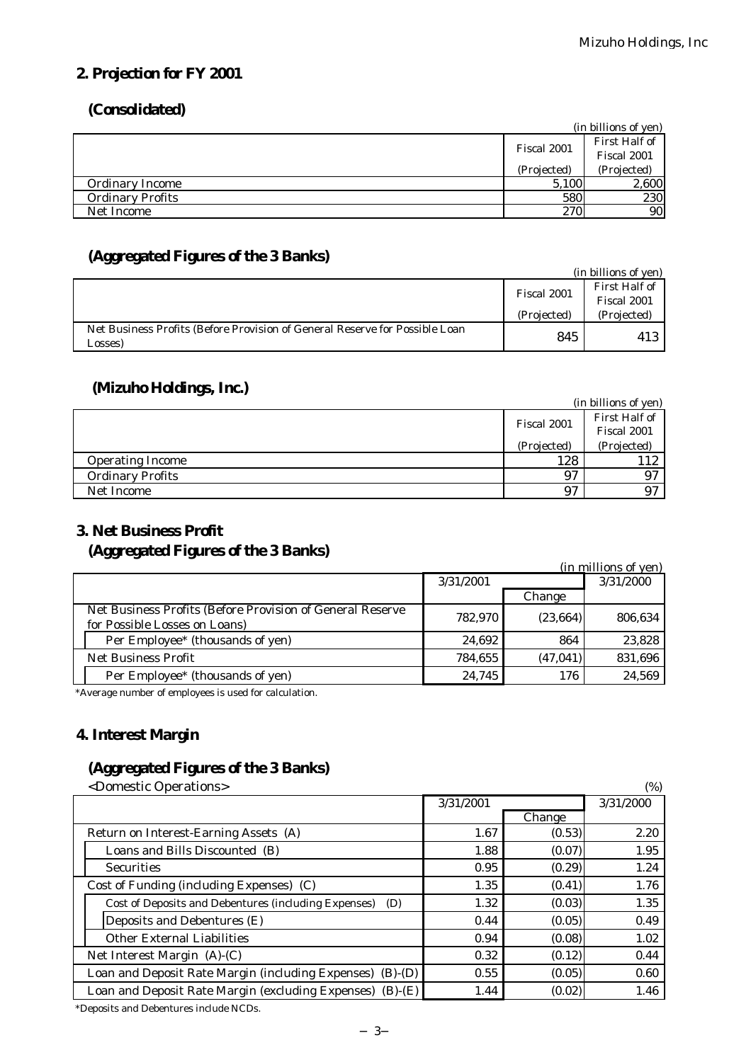## 2. Projection for FY 2001

### (Consolidated)

(in billions of yen)

| | Fiscal 2001 (Projected) | First Half of Fiscal 2001 (Projected) |
|---|---|---|
| Ordinary Income | 5,100 | 2,600 |
| Ordinary Profits | 580 | 230 |
| Net Income | 270 | 90 |

### (Aggregated Figures of the 3 Banks)

(in billions of yen)

| | Fiscal 2001 (Projected) | First Half of Fiscal 2001 (Projected) |
|---|---|---|
| Net Business Profits (Before Provision of General Reserve for Possible Loan Losses) | 845 | 413 |

### (Mizuho Holdings, Inc.)

(in billions of yen)

| | Fiscal 2001 (Projected) | First Half of Fiscal 2001 (Projected) |
|---|---|---|
| Operating Income | 128 | 112 |
| Ordinary Profits | 97 | 97 |
| Net Income | 97 | 97 |

## 3. Net Business Profit

### (Aggregated Figures of the 3 Banks)

(in millions of yen)

| | 3/31/2001 | Change | 3/31/2000 |
|---|---|---|---|
| Net Business Profits (Before Provision of General Reserve for Possible Losses on Loans) | 782,970 | (23,664) | 806,634 |
| Per Employee* (thousands of yen) | 24,692 | 864 | 23,828 |
| Net Business Profit | 784,655 | (47,041) | 831,696 |
| Per Employee* (thousands of yen) | 24,745 | 176 | 24,569 |

*Average number of employees is used for calculation.

## 4. Interest Margin

### (Aggregated Figures of the 3 Banks)

<Domestic Operations> (%)

| | 3/31/2001 | Change | 3/31/2000 |
|---|---|---|---|
| Return on Interest-Earning Assets (A) | 1.67 | (0.53) | 2.20 |
| Loans and Bills Discounted (B) | 1.88 | (0.07) | 1.95 |
| Securities | 0.95 | (0.29) | 1.24 |
| Cost of Funding (including Expenses) (C) | 1.35 | (0.41) | 1.76 |
| Cost of Deposits and Debentures (including Expenses) (D) | 1.32 | (0.03) | 1.35 |
| Deposits and Debentures (E) | 0.44 | (0.05) | 0.49 |
| Other External Liabilities | 0.94 | (0.08) | 1.02 |
| Net Interest Margin (A)-(C) | 0.32 | (0.12) | 0.44 |
| Loan and Deposit Rate Margin (including Expenses) (B)-(D) | 0.55 | (0.05) | 0.60 |
| Loan and Deposit Rate Margin (excluding Expenses) (B)-(E) | 1.44 | (0.02) | 1.46 |

*Deposits and Debentures include NCDs.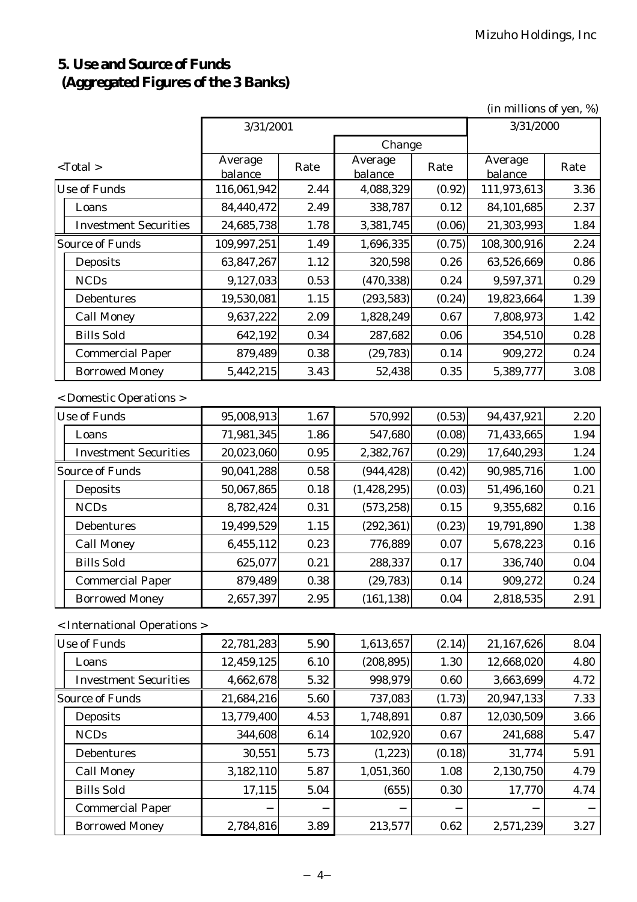## 5. Use and Source of Funds
## (Aggregated Figures of the 3 Banks)

(in millions of yen, %)

| <Total > | 3/31/2001 | | | | 3/31/2000 | |
|---|---|---|---|---|---|---|
| | | | Change | | | |
| | Average balance | Rate | Average balance | Rate | Average balance | Rate |
| Use of Funds | 116,061,942 | 2.44 | 4,088,329 | (0.92) | 111,973,613 | 3.36 |
| Loans | 84,440,472 | 2.49 | 338,787 | 0.12 | 84,101,685 | 2.37 |
| Investment Securities | 24,685,738 | 1.78 | 3,381,745 | (0.06) | 21,303,993 | 1.84 |
| Source of Funds | 109,997,251 | 1.49 | 1,696,335 | (0.75) | 108,300,916 | 2.24 |
| Deposits | 63,847,267 | 1.12 | 320,598 | 0.26 | 63,526,669 | 0.86 |
| NCDs | 9,127,033 | 0.53 | (470,338) | 0.24 | 9,597,371 | 0.29 |
| Debentures | 19,530,081 | 1.15 | (293,583) | (0.24) | 19,823,664 | 1.39 |
| Call Money | 9,637,222 | 2.09 | 1,828,249 | 0.67 | 7,808,973 | 1.42 |
| Bills Sold | 642,192 | 0.34 | 287,682 | 0.06 | 354,510 | 0.28 |
| Commercial Paper | 879,489 | 0.38 | (29,783) | 0.14 | 909,272 | 0.24 |
| Borrowed Money | 5,442,215 | 3.43 | 52,438 | 0.35 | 5,389,777 | 3.08 |

< Domestic Operations >

| | Average balance | Rate | Average balance | Rate | Average balance | Rate |
|---|---|---|---|---|---|---|
| Use of Funds | 95,008,913 | 1.67 | 570,992 | (0.53) | 94,437,921 | 2.20 |
| Loans | 71,981,345 | 1.86 | 547,680 | (0.08) | 71,433,665 | 1.94 |
| Investment Securities | 20,023,060 | 0.95 | 2,382,767 | (0.29) | 17,640,293 | 1.24 |
| Source of Funds | 90,041,288 | 0.58 | (944,428) | (0.42) | 90,985,716 | 1.00 |
| Deposits | 50,067,865 | 0.18 | (1,428,295) | (0.03) | 51,496,160 | 0.21 |
| NCDs | 8,782,424 | 0.31 | (573,258) | 0.15 | 9,355,682 | 0.16 |
| Debentures | 19,499,529 | 1.15 | (292,361) | (0.23) | 19,791,890 | 1.38 |
| Call Money | 6,455,112 | 0.23 | 776,889 | 0.07 | 5,678,223 | 0.16 |
| Bills Sold | 625,077 | 0.21 | 288,337 | 0.17 | 336,740 | 0.04 |
| Commercial Paper | 879,489 | 0.38 | (29,783) | 0.14 | 909,272 | 0.24 |
| Borrowed Money | 2,657,397 | 2.95 | (161,138) | 0.04 | 2,818,535 | 2.91 |

< International Operations >

| | Average balance | Rate | Average balance | Rate | Average balance | Rate |
|---|---|---|---|---|---|---|
| Use of Funds | 22,781,283 | 5.90 | 1,613,657 | (2.14) | 21,167,626 | 8.04 |
| Loans | 12,459,125 | 6.10 | (208,895) | 1.30 | 12,668,020 | 4.80 |
| Investment Securities | 4,662,678 | 5.32 | 998,979 | 0.60 | 3,663,699 | 4.72 |
| Source of Funds | 21,684,216 | 5.60 | 737,083 | (1.73) | 20,947,133 | 7.33 |
| Deposits | 13,779,400 | 4.53 | 1,748,891 | 0.87 | 12,030,509 | 3.66 |
| NCDs | 344,608 | 6.14 | 102,920 | 0.67 | 241,688 | 5.47 |
| Debentures | 30,551 | 5.73 | (1,223) | (0.18) | 31,774 | 5.91 |
| Call Money | 3,182,110 | 5.87 | 1,051,360 | 1.08 | 2,130,750 | 4.79 |
| Bills Sold | 17,115 | 5.04 | (655) | 0.30 | 17,770 | 4.74 |
| Commercial Paper | − | − | − | − | − | − |
| Borrowed Money | 2,784,816 | 3.89 | 213,577 | 0.62 | 2,571,239 | 3.27 |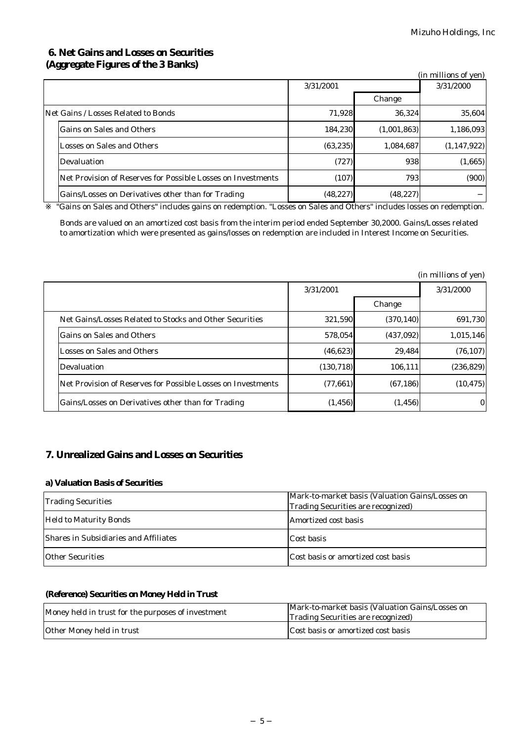## 6. Net Gains and Losses on Securities
## (Aggregate Figures of the 3 Banks)

(in millions of yen)

| | 3/31/2001 | | 3/31/2000 |
|---|---|---|---|
| | | Change | |
| Net Gains / Losses Related to Bonds | 71,928 | 36,324 | 35,604 |
| Gains on Sales and Others | 184,230 | (1,001,863) | 1,186,093 |
| Losses on Sales and Others | (63,235) | 1,084,687 | (1,147,922) |
| Devaluation | (727) | 938 | (1,665) |
| Net Provision of Reserves for Possible Losses on Investments | (107) | 793 | (900) |
| Gains/Losses on Derivatives other than for Trading | (48,227) | (48,227) | − |

※ "Gains on Sales and Others" includes gains on redemption. "Losses on Sales and Others" includes losses on redemption.

Bonds are valued on an amortized cost basis from the interim period ended September 30,2000. Gains/Losses related to amortization which were presented as gains/losses on redemption are included in Interest Income on Securities.

(in millions of yen)

| | 3/31/2001 | | 3/31/2000 |
|---|---|---|---|
| | | Change | |
| Net Gains/Losses Related to Stocks and Other Securities | 321,590 | (370,140) | 691,730 |
| Gains on Sales and Others | 578,054 | (437,092) | 1,015,146 |
| Losses on Sales and Others | (46,623) | 29,484 | (76,107) |
| Devaluation | (130,718) | 106,111 | (236,829) |
| Net Provision of Reserves for Possible Losses on Investments | (77,661) | (67,186) | (10,475) |
| Gains/Losses on Derivatives other than for Trading | (1,456) | (1,456) | 0 |

## 7. Unrealized Gains and Losses on Securities

### a) Valuation Basis of Securities

| | |
|---|---|
| Trading Securities | Mark-to-market basis (Valuation Gains/Losses on Trading Securities are recognized) |
| Held to Maturity Bonds | Amortized cost basis |
| Shares in Subsidiaries and Affiliates | Cost basis |
| Other Securities | Cost basis or amortized cost basis |

### (Reference) Securities on Money Held in Trust

| | |
|---|---|
| Money held in trust for the purposes of investment | Mark-to-market basis (Valuation Gains/Losses on Trading Securities are recognized) |
| Other Money held in trust | Cost basis or amortized cost basis |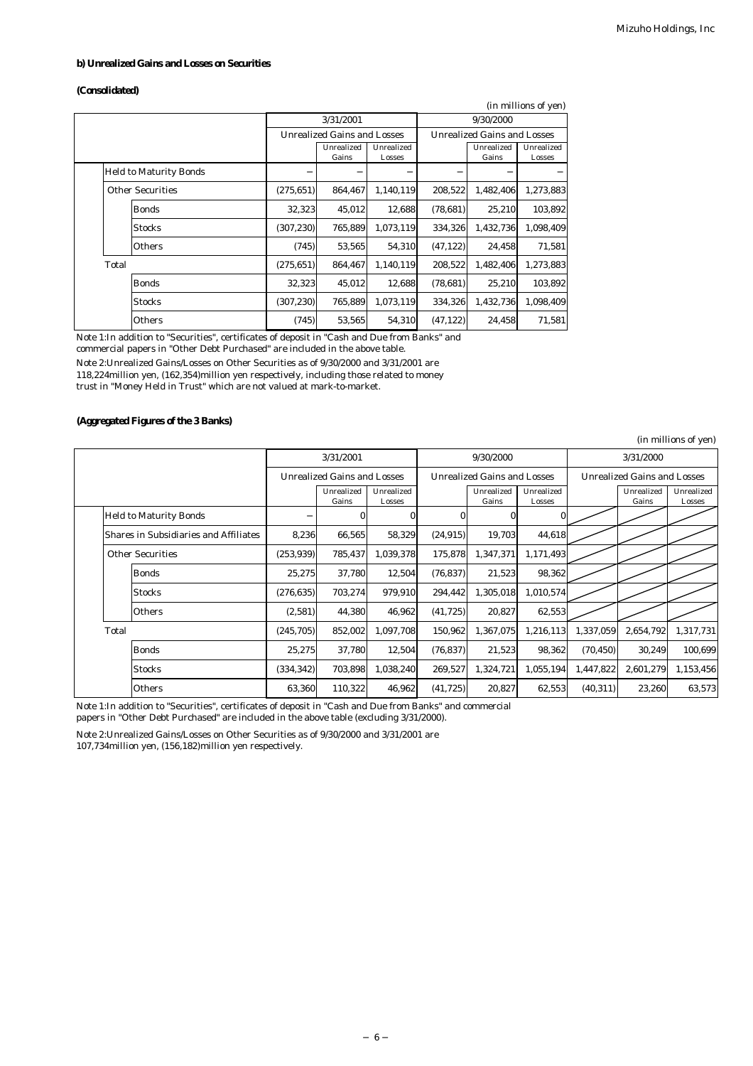**b) Unrealized Gains and Losses on Securities**

**(Consolidated)**

(in millions of yen)

| | 3/31/2001 | | | 9/30/2000 | | |
|---|---|---|---|---|---|---|
| | Unrealized Gains and Losses | | | Unrealized Gains and Losses | | |
| | | Unrealized Gains | Unrealized Losses | | Unrealized Gains | Unrealized Losses |
| Held to Maturity Bonds | − | − | − | − | − | − |
| Other Securities | (275,651) | 864,467 | 1,140,119 | 208,522 | 1,482,406 | 1,273,883 |
| Bonds | 32,323 | 45,012 | 12,688 | (78,681) | 25,210 | 103,892 |
| Stocks | (307,230) | 765,889 | 1,073,119 | 334,326 | 1,432,736 | 1,098,409 |
| Others | (745) | 53,565 | 54,310 | (47,122) | 24,458 | 71,581 |
| Total | (275,651) | 864,467 | 1,140,119 | 208,522 | 1,482,406 | 1,273,883 |
| Bonds | 32,323 | 45,012 | 12,688 | (78,681) | 25,210 | 103,892 |
| Stocks | (307,230) | 765,889 | 1,073,119 | 334,326 | 1,432,736 | 1,098,409 |
| Others | (745) | 53,565 | 54,310 | (47,122) | 24,458 | 71,581 |

Note 1:In addition to "Securities", certificates of deposit in "Cash and Due from Banks" and commercial papers in "Other Debt Purchased" are included in the above table.

Note 2:Unrealized Gains/Losses on Other Securities as of 9/30/2000 and 3/31/2001 are 118,224million yen, (162,354)million yen respectively, including those related to money trust in "Money Held in Trust" which are not valued at mark-to-market.

**(Aggregated Figures of the 3 Banks)**

(in millions of yen)

| | 3/31/2001 | | | 9/30/2000 | | | 3/31/2000 | | |
|---|---|---|---|---|---|---|---|---|---|
| | Unrealized Gains and Losses | | | Unrealized Gains and Losses | | | Unrealized Gains and Losses | | |
| | | Unrealized Gains | Unrealized Losses | | Unrealized Gains | Unrealized Losses | | Unrealized Gains | Unrealized Losses |
| Held to Maturity Bonds | − | 0 | 0 | 0 | 0 | 0 | | | |
| Shares in Subsidiaries and Affiliates | 8,236 | 66,565 | 58,329 | (24,915) | 19,703 | 44,618 | | | |
| Other Securities | (253,939) | 785,437 | 1,039,378 | 175,878 | 1,347,371 | 1,171,493 | | | |
| Bonds | 25,275 | 37,780 | 12,504 | (76,837) | 21,523 | 98,362 | | | |
| Stocks | (276,635) | 703,274 | 979,910 | 294,442 | 1,305,018 | 1,010,574 | | | |
| Others | (2,581) | 44,380 | 46,962 | (41,725) | 20,827 | 62,553 | | | |
| Total | (245,705) | 852,002 | 1,097,708 | 150,962 | 1,367,075 | 1,216,113 | 1,337,059 | 2,654,792 | 1,317,731 |
| Bonds | 25,275 | 37,780 | 12,504 | (76,837) | 21,523 | 98,362 | (70,450) | 30,249 | 100,699 |
| Stocks | (334,342) | 703,898 | 1,038,240 | 269,527 | 1,324,721 | 1,055,194 | 1,447,822 | 2,601,279 | 1,153,456 |
| Others | 63,360 | 110,322 | 46,962 | (41,725) | 20,827 | 62,553 | (40,311) | 23,260 | 63,573 |

Note 1:In addition to "Securities", certificates of deposit in "Cash and Due from Banks" and commercial papers in "Other Debt Purchased" are included in the above table (excluding 3/31/2000).

Note 2:Unrealized Gains/Losses on Other Securities as of 9/30/2000 and 3/31/2001 are 107,734million yen, (156,182)million yen respectively.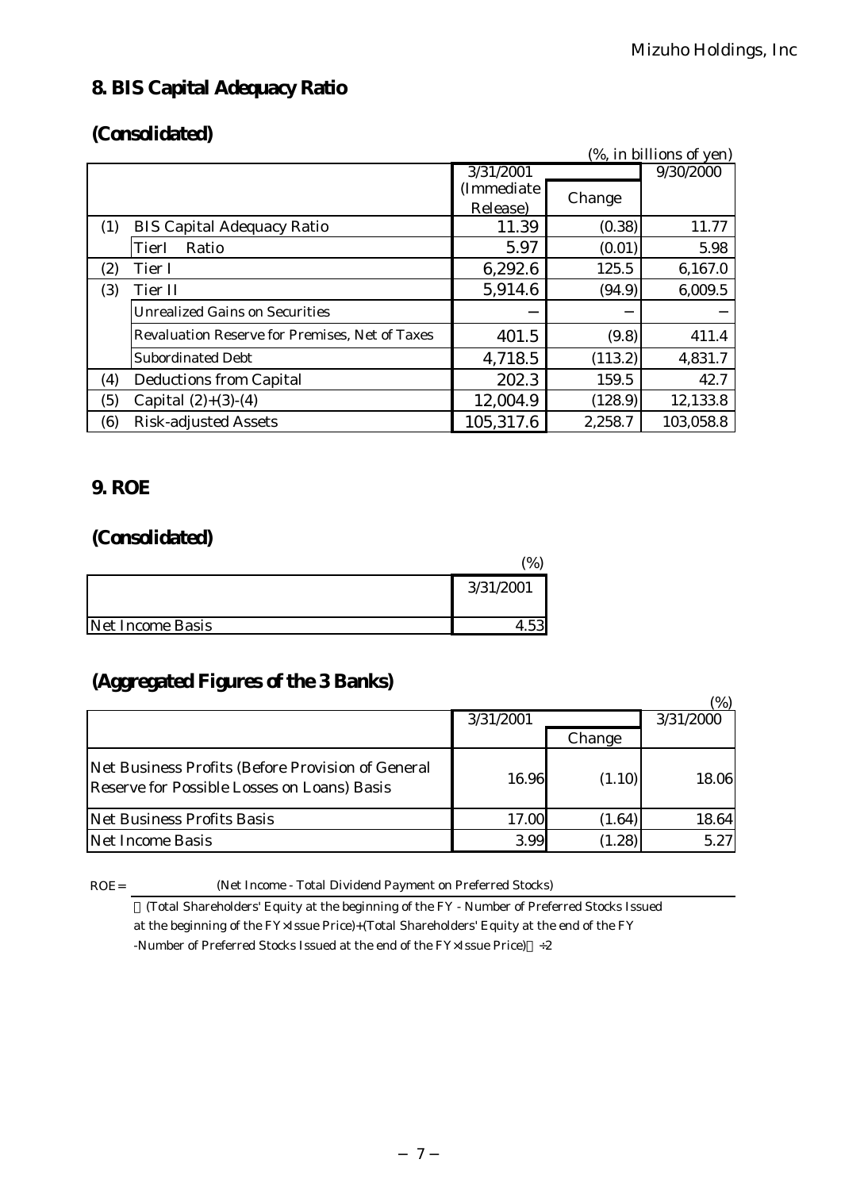## 8. BIS Capital Adequacy Ratio

### (Consolidated)

(%, in billions of yen)

| | | 3/31/2001 (Immediate Release) | Change | 9/30/2000 |
|---|---|---|---|---|
| (1) | BIS Capital Adequacy Ratio | 11.39 | (0.38) | 11.77 |
| | TierI Ratio | 5.97 | (0.01) | 5.98 |
| (2) | Tier I | 6,292.6 | 125.5 | 6,167.0 |
| (3) | Tier II | 5,914.6 | (94.9) | 6,009.5 |
| | Unrealized Gains on Securities | − | − | − |
| | Revaluation Reserve for Premises, Net of Taxes | 401.5 | (9.8) | 411.4 |
| | Subordinated Debt | 4,718.5 | (113.2) | 4,831.7 |
| (4) | Deductions from Capital | 202.3 | 159.5 | 42.7 |
| (5) | Capital (2)+(3)-(4) | 12,004.9 | (128.9) | 12,133.8 |
| (6) | Risk-adjusted Assets | 105,317.6 | 2,258.7 | 103,058.8 |

## 9. ROE

### (Consolidated)

(%)

| | 3/31/2001 |
|---|---|
| Net Income Basis | 4.53 |

### (Aggregated Figures of the 3 Banks)

(%)

| | 3/31/2001 | Change | 3/31/2000 |
|---|---|---|---|
| Net Business Profits (Before Provision of General Reserve for Possible Losses on Loans) Basis | 16.96 | (1.10) | 18.06 |
| Net Business Profits Basis | 17.00 | (1.64) | 18.64 |
| Net Income Basis | 3.99 | (1.28) | 5.27 |

ROE = (Net Income - Total Dividend Payment on Preferred Stocks) / {(Total Shareholders' Equity at the beginning of the FY - Number of Preferred Stocks Issued at the beginning of the FY×Issue Price)+(Total Shareholders' Equity at the end of the FY -Number of Preferred Stocks Issued at the end of the FY×Issue Price)} ÷2